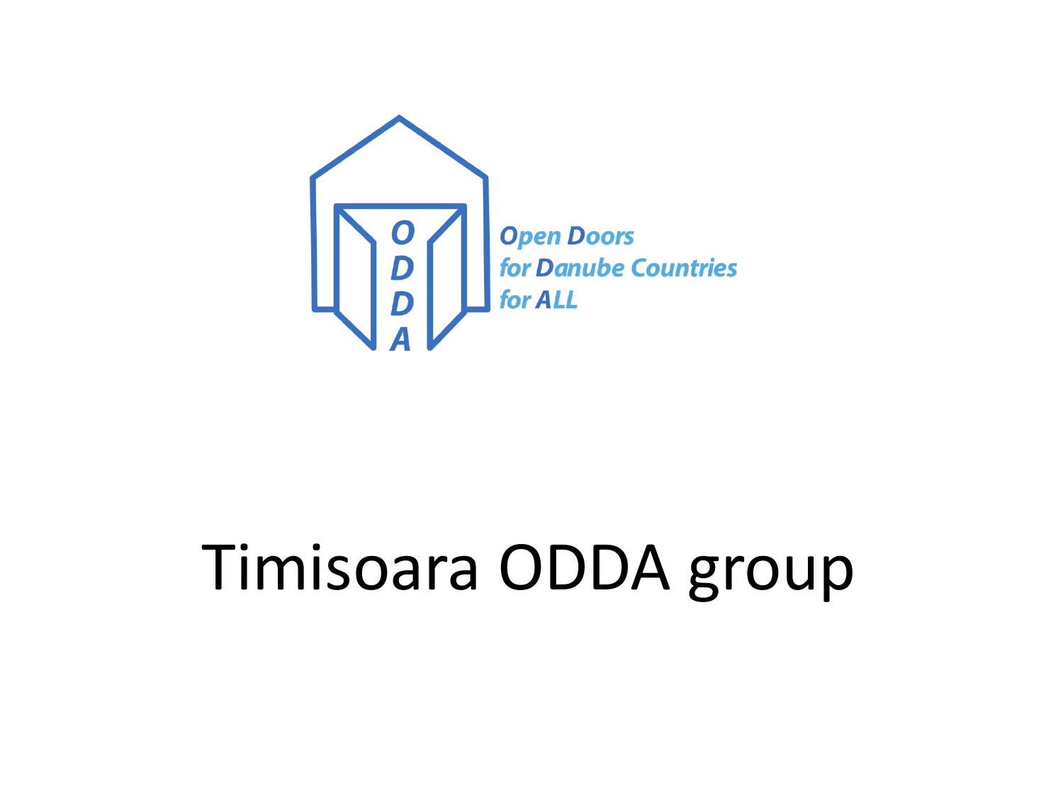Open Doors
for Danube Countries
for ALL

# Timisoara ODDA group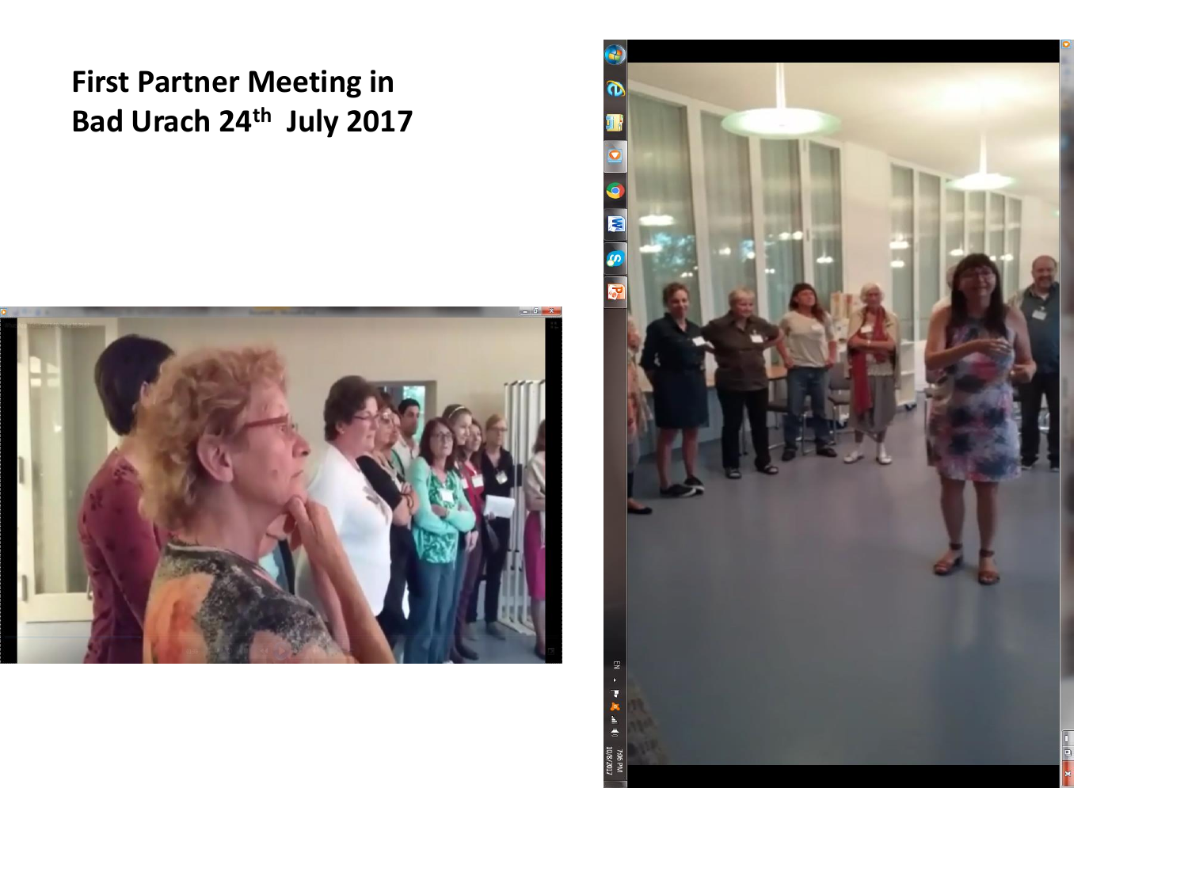# First Partner Meeting in Bad Urach 24th July 2017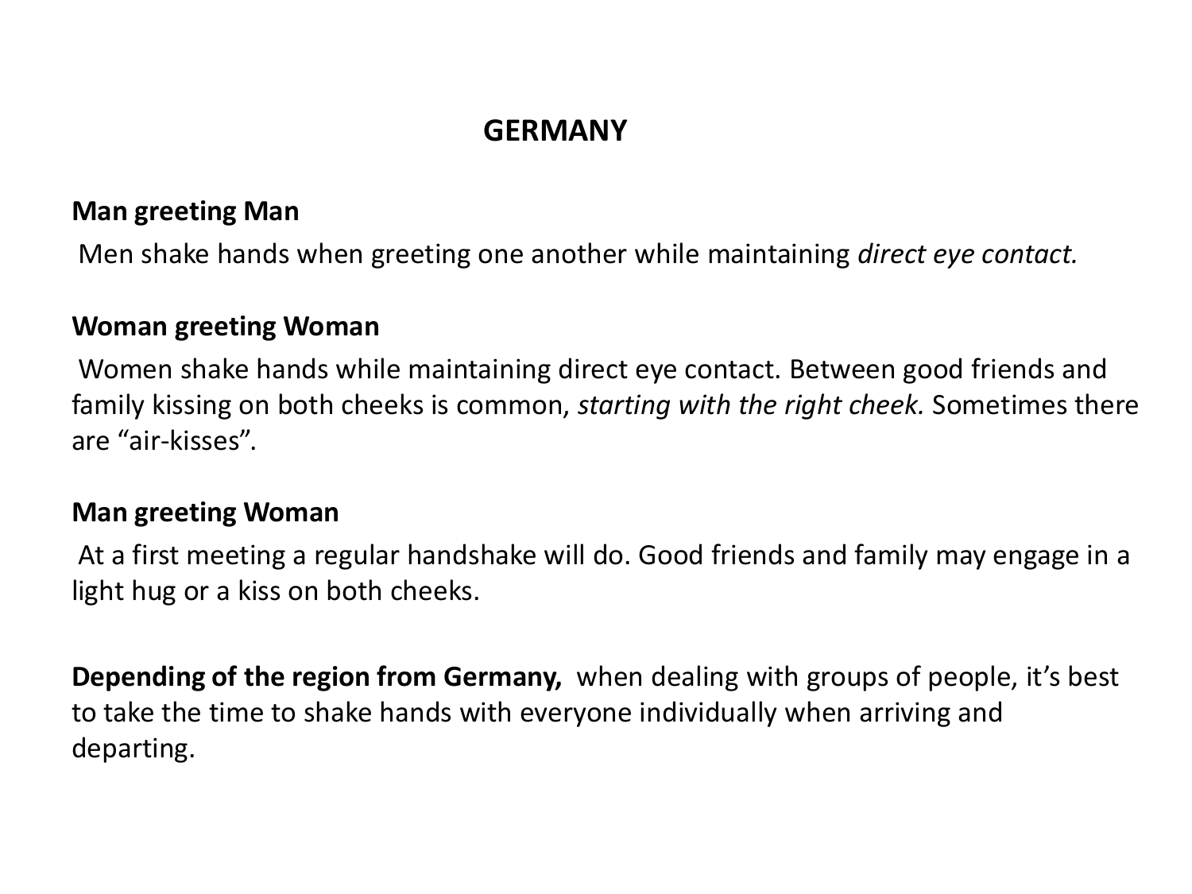# GERMANY

**Man greeting Man**

Men shake hands when greeting one another while maintaining *direct eye contact.*

**Woman greeting Woman**

Women shake hands while maintaining direct eye contact. Between good friends and family kissing on both cheeks is common, *starting with the right cheek.* Sometimes there are "air-kisses".

**Man greeting Woman**

At a first meeting a regular handshake will do. Good friends and family may engage in a light hug or a kiss on both cheeks.

**Depending of the region from Germany,** when dealing with groups of people, it's best to take the time to shake hands with everyone individually when arriving and departing.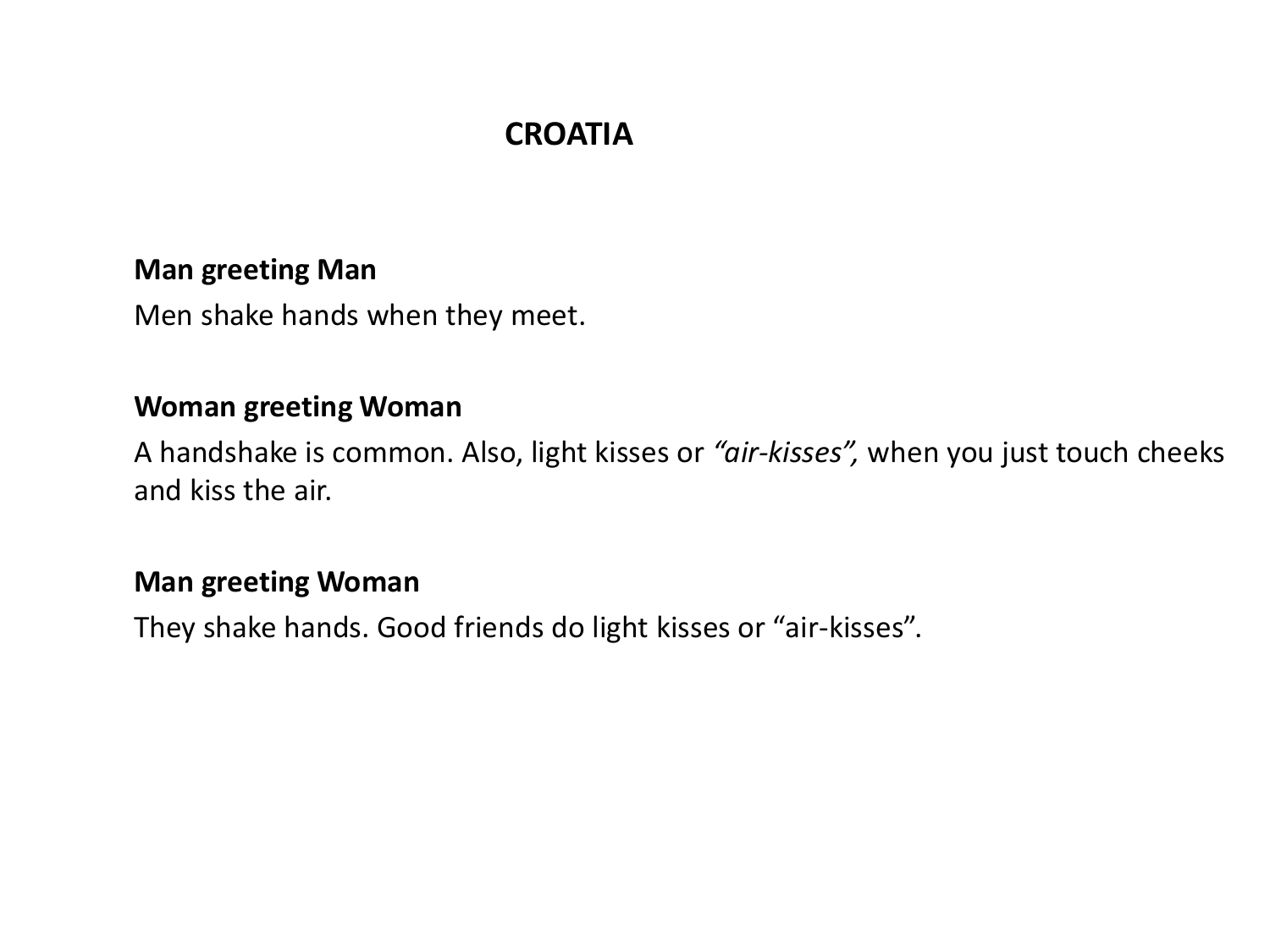# CROATIA

**Man greeting Man**

Men shake hands when they meet.

**Woman greeting Woman**

A handshake is common. Also, light kisses or *"air-kisses",* when you just touch cheeks and kiss the air.

**Man greeting Woman**

They shake hands. Good friends do light kisses or "air-kisses".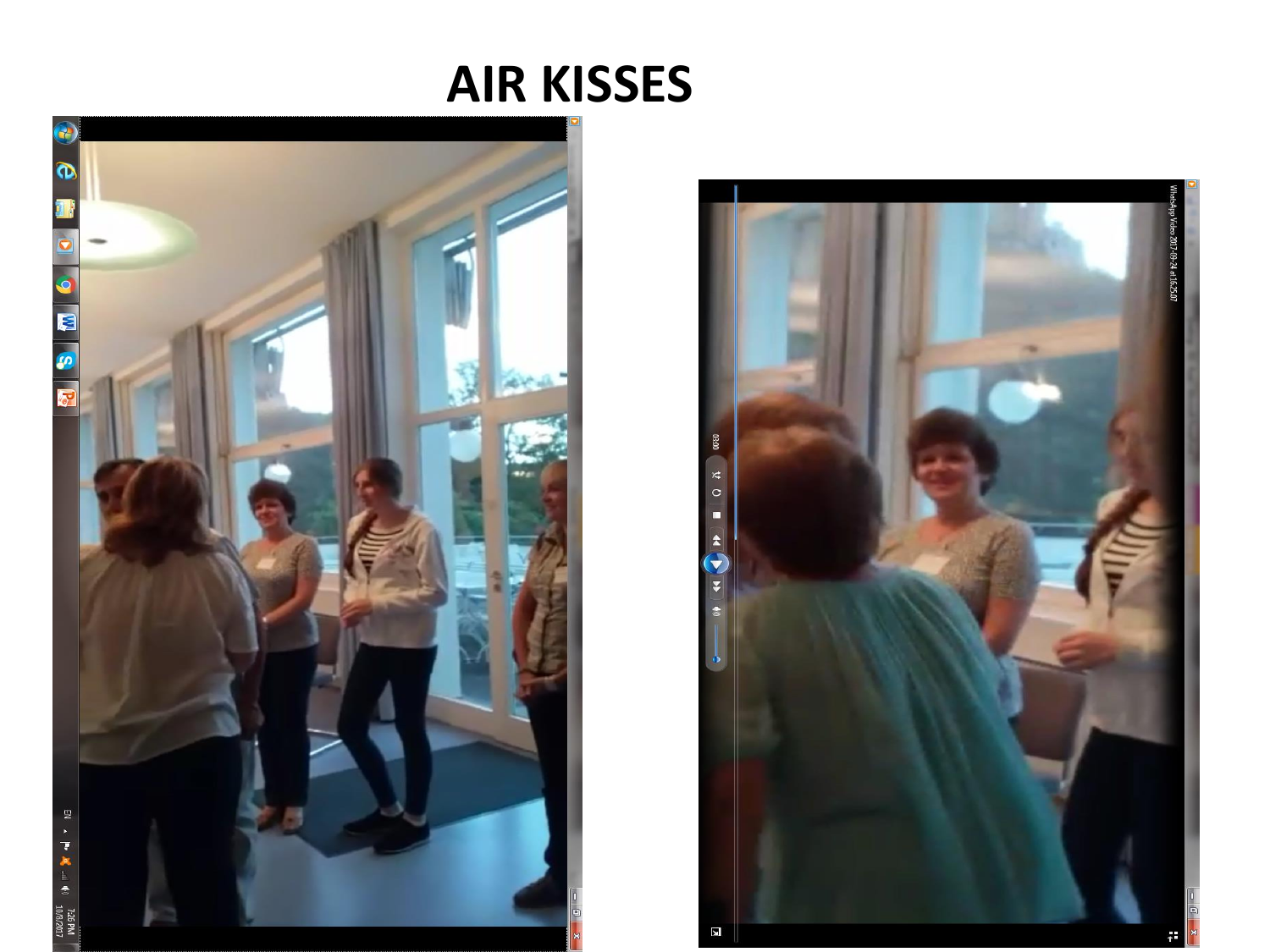# AIR KISSES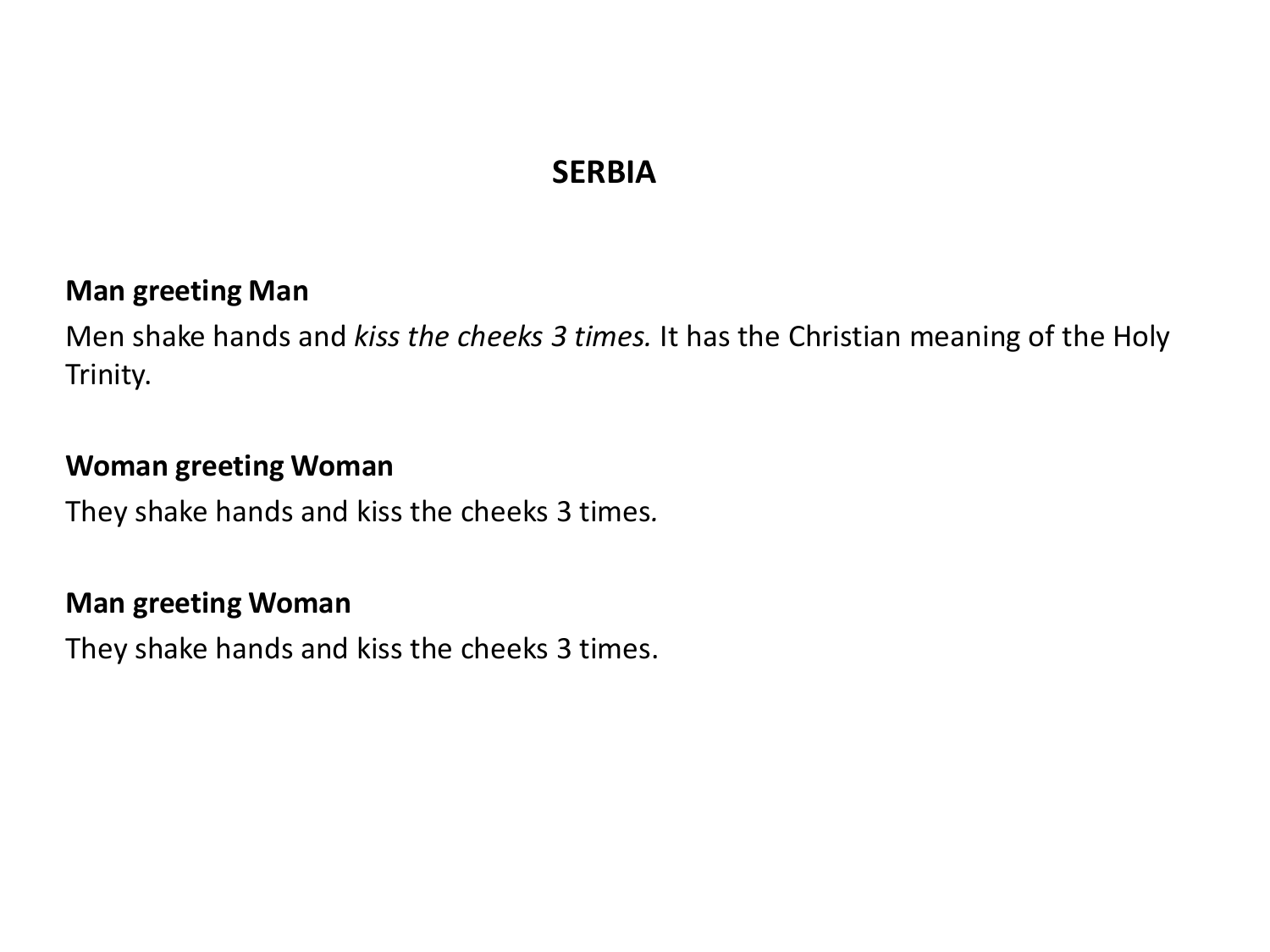# SERBIA

**Man greeting Man**

Men shake hands and *kiss the cheeks 3 times.* It has the Christian meaning of the Holy Trinity.

**Woman greeting Woman**

They shake hands and kiss the cheeks 3 times.

**Man greeting Woman**

They shake hands and kiss the cheeks 3 times.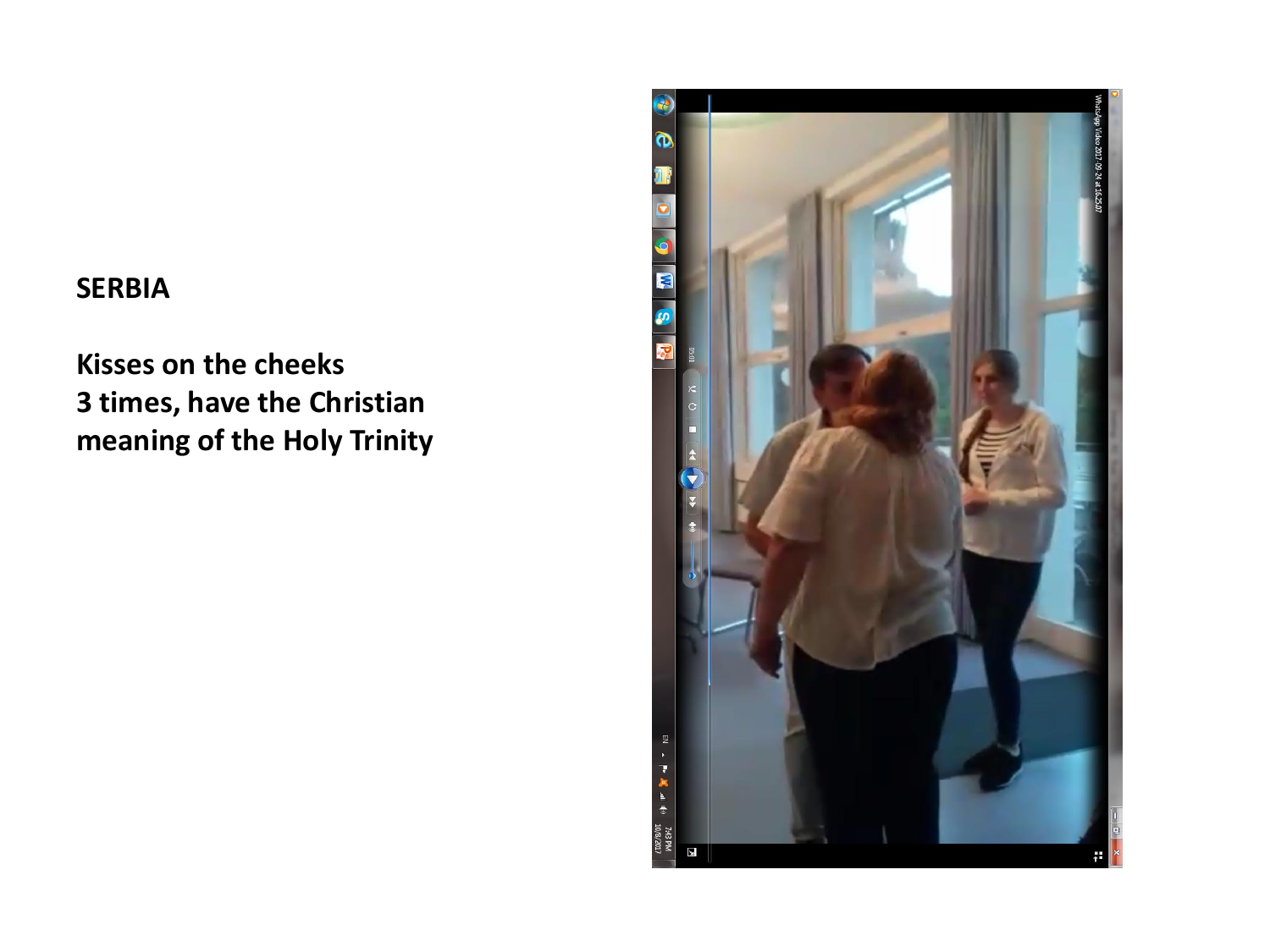**SERBIA**

**Kisses on the cheeks**
**3 times, have the Christian meaning of the Holy Trinity**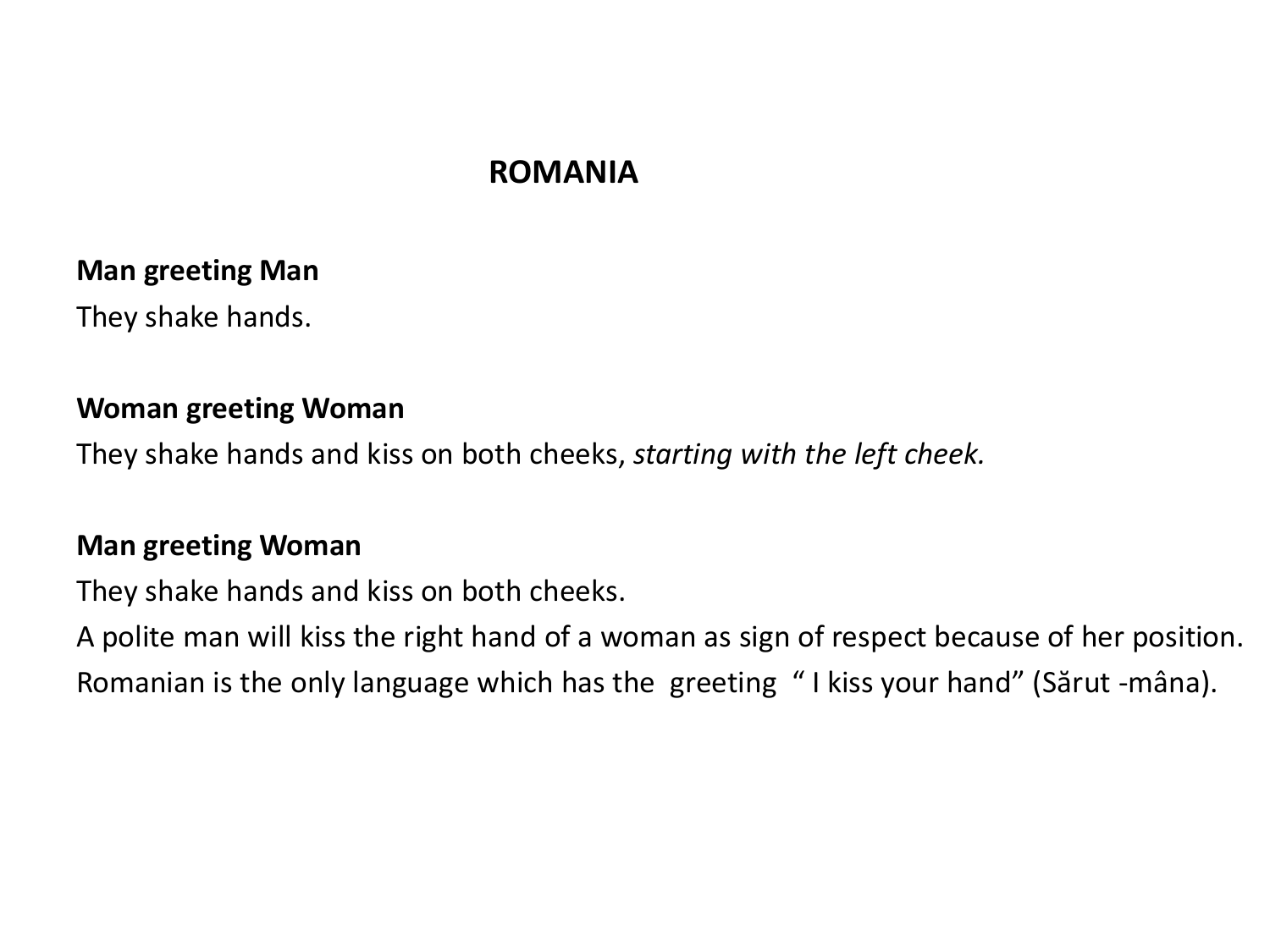# ROMANIA

**Man greeting Man**

They shake hands.

**Woman greeting Woman**

They shake hands and kiss on both cheeks, *starting with the left cheek.*

**Man greeting Woman**

They shake hands and kiss on both cheeks.

A polite man will kiss the right hand of a woman as sign of respect because of her position.

Romanian is the only language which has the greeting " I kiss your hand" (Sărut -mâna).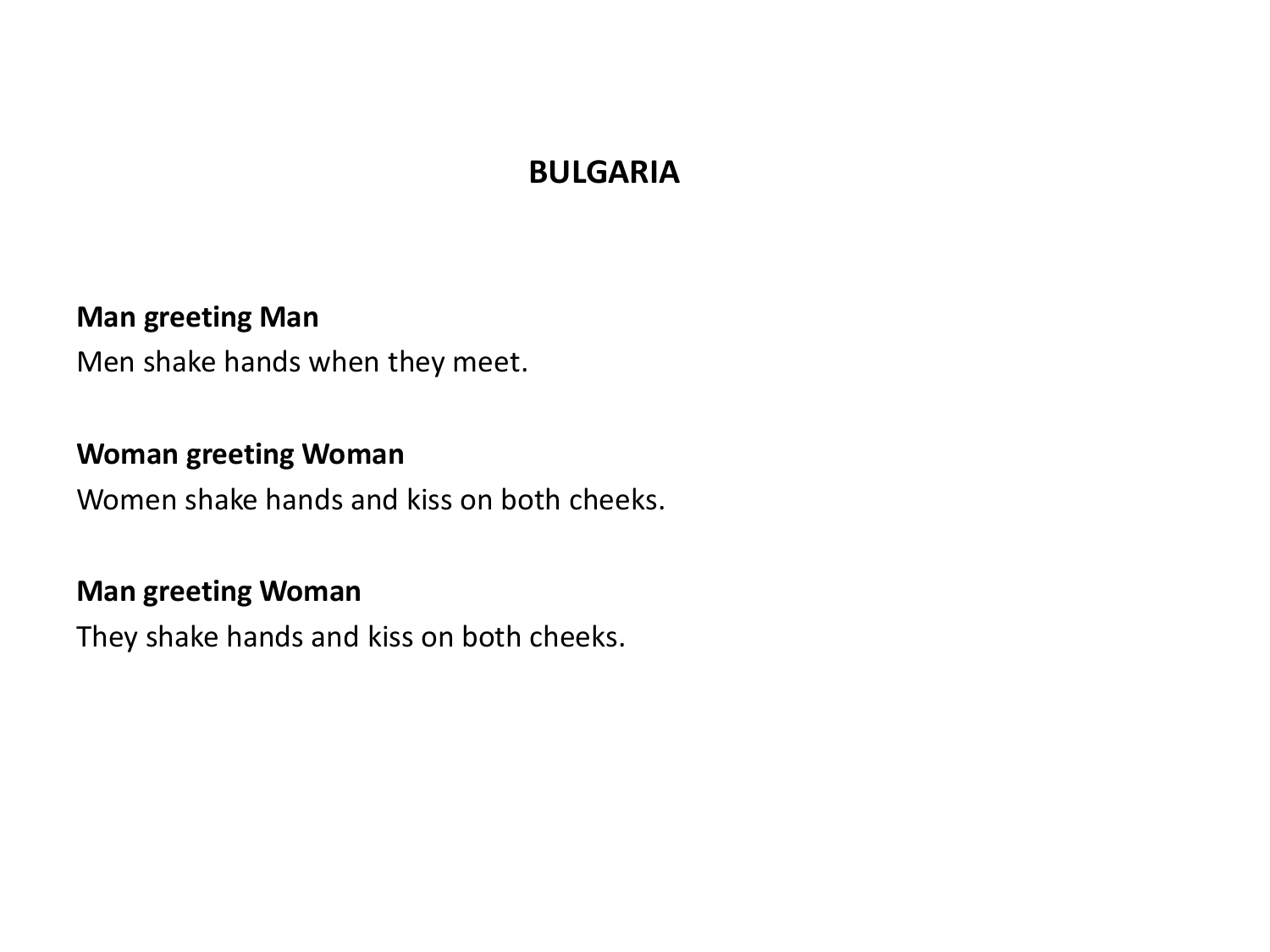# BULGARIA

**Man greeting Man**

Men shake hands when they meet.

**Woman greeting Woman**

Women shake hands and kiss on both cheeks.

**Man greeting Woman**

They shake hands and kiss on both cheeks.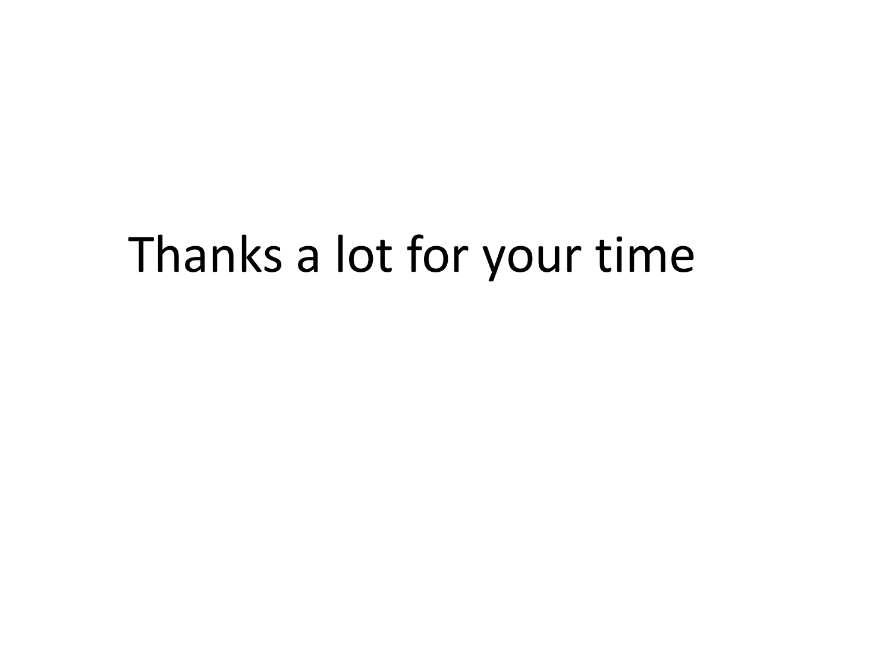Thanks a lot for your time